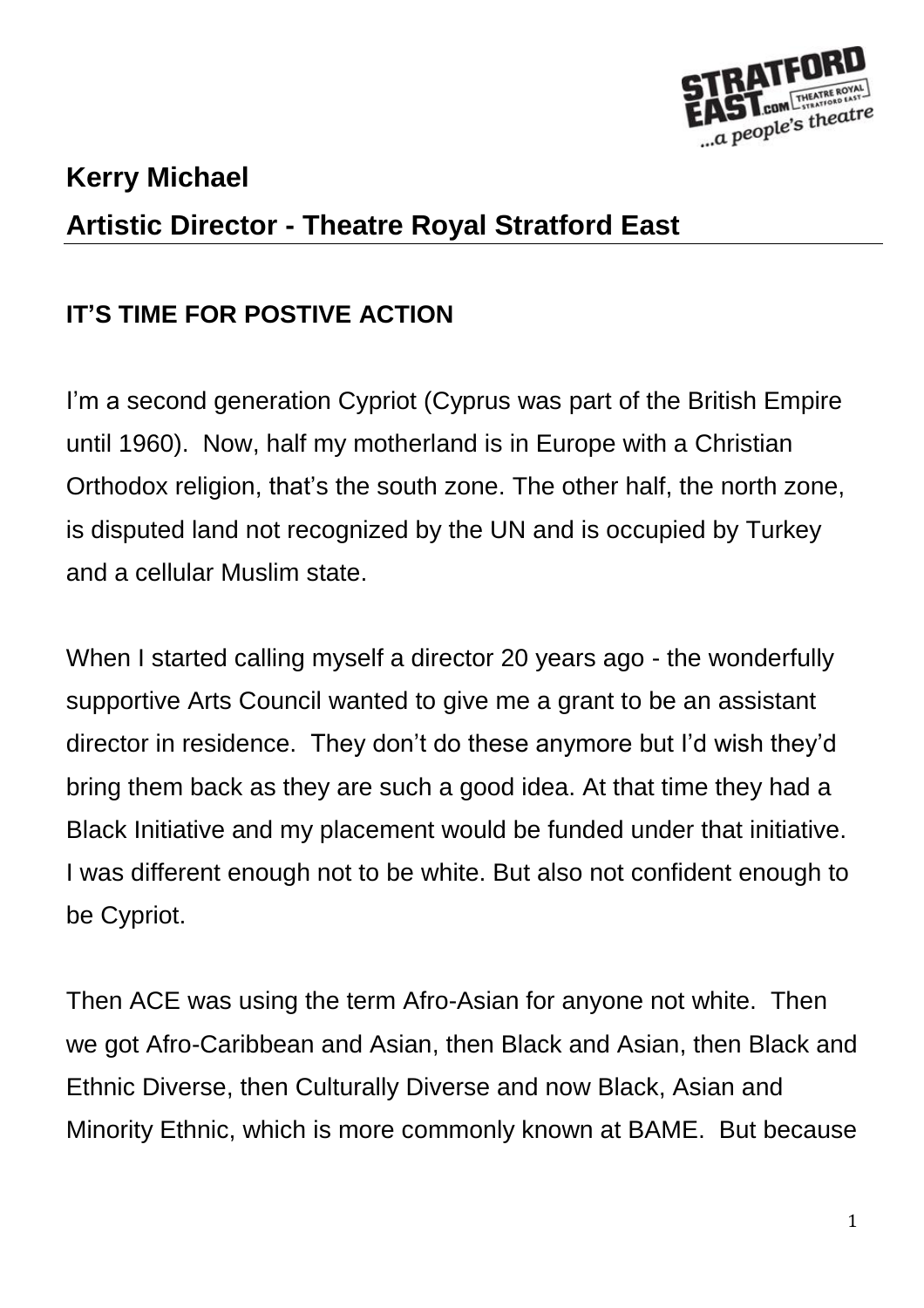# Kerry Michael

## Artistic Director - Theatre Royal Stratford East

**IT'S TIME FOR POSTIVE ACTION**

I'm a second generation Cypriot (Cyprus was part of the British Empire until 1960). Now, half my motherland is in Europe with a Christian Orthodox religion, that's the south zone. The other half, the north zone, is disputed land not recognized by the UN and is occupied by Turkey and a cellular Muslim state.

When I started calling myself a director 20 years ago - the wonderfully supportive Arts Council wanted to give me a grant to be an assistant director in residence. They don't do these anymore but I'd wish they'd bring them back as they are such a good idea. At that time they had a Black Initiative and my placement would be funded under that initiative. I was different enough not to be white. But also not confident enough to be Cypriot.

Then ACE was using the term Afro-Asian for anyone not white. Then we got Afro-Caribbean and Asian, then Black and Asian, then Black and Ethnic Diverse, then Culturally Diverse and now Black, Asian and Minority Ethnic, which is more commonly known at BAME. But because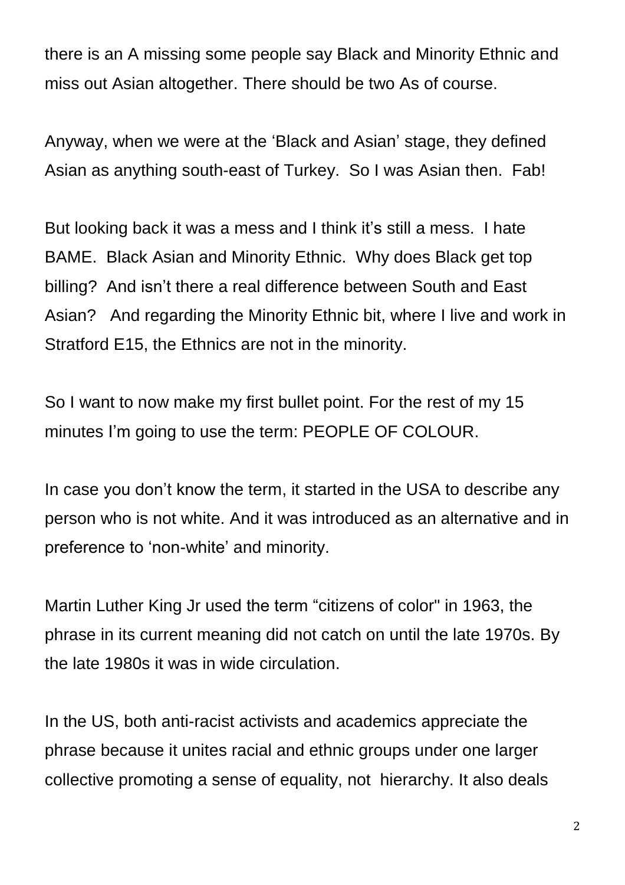there is an A missing some people say Black and Minority Ethnic and miss out Asian altogether. There should be two As of course.

Anyway, when we were at the 'Black and Asian' stage, they defined Asian as anything south-east of Turkey. So I was Asian then. Fab!

But looking back it was a mess and I think it's still a mess. I hate BAME. Black Asian and Minority Ethnic. Why does Black get top billing? And isn't there a real difference between South and East Asian? And regarding the Minority Ethnic bit, where I live and work in Stratford E15, the Ethnics are not in the minority.

So I want to now make my first bullet point. For the rest of my 15 minutes I'm going to use the term: PEOPLE OF COLOUR.

In case you don't know the term, it started in the USA to describe any person who is not white. And it was introduced as an alternative and in preference to 'non-white' and minority.

Martin Luther King Jr used the term "citizens of color" in 1963, the phrase in its current meaning did not catch on until the late 1970s. By the late 1980s it was in wide circulation.

In the US, both anti-racist activists and academics appreciate the phrase because it unites racial and ethnic groups under one larger collective promoting a sense of equality, not hierarchy. It also deals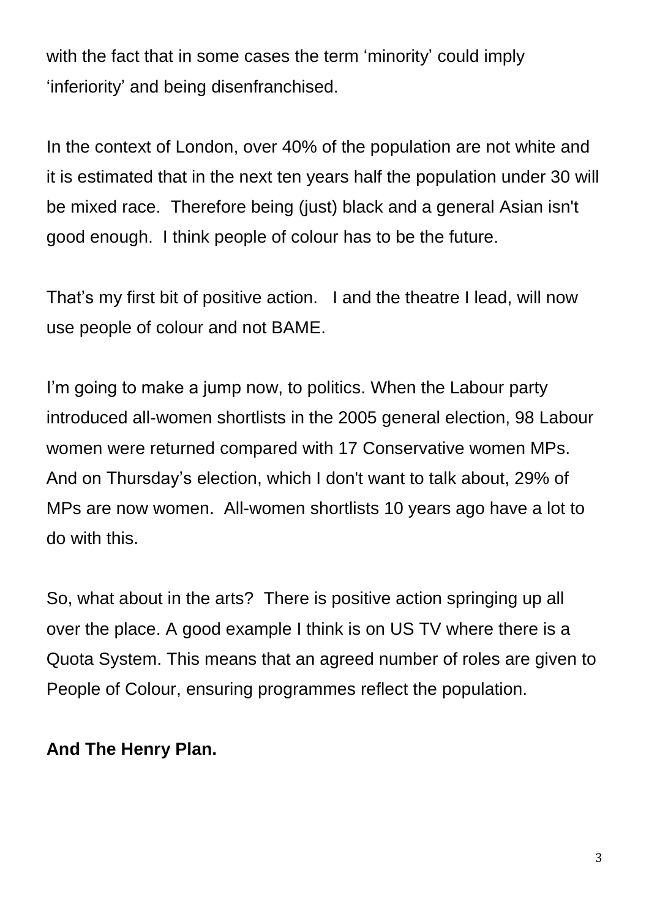with the fact that in some cases the term ‘minority’ could imply ‘inferiority’ and being disenfranchised.

In the context of London, over 40% of the population are not white and it is estimated that in the next ten years half the population under 30 will be mixed race. Therefore being (just) black and a general Asian isn't good enough. I think people of colour has to be the future.

That’s my first bit of positive action. I and the theatre I lead, will now use people of colour and not BAME.

I’m going to make a jump now, to politics. When the Labour party introduced all-women shortlists in the 2005 general election, 98 Labour women were returned compared with 17 Conservative women MPs. And on Thursday’s election, which I don't want to talk about, 29% of MPs are now women. All-women shortlists 10 years ago have a lot to do with this.

So, what about in the arts? There is positive action springing up all over the place. A good example I think is on US TV where there is a Quota System. This means that an agreed number of roles are given to People of Colour, ensuring programmes reflect the population.

**And The Henry Plan.**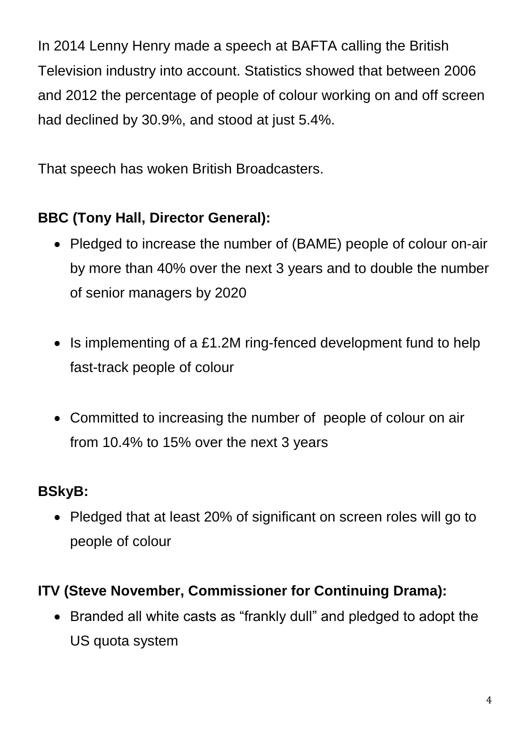In 2014 Lenny Henry made a speech at BAFTA calling the British Television industry into account. Statistics showed that between 2006 and 2012 the percentage of people of colour working on and off screen had declined by 30.9%, and stood at just 5.4%.

That speech has woken British Broadcasters.

**BBC (Tony Hall, Director General):**

- Pledged to increase the number of (BAME) people of colour on-air by more than 40% over the next 3 years and to double the number of senior managers by 2020
- Is implementing of a £1.2M ring-fenced development fund to help fast-track people of colour
- Committed to increasing the number of people of colour on air from 10.4% to 15% over the next 3 years

**BSkyB:**

- Pledged that at least 20% of significant on screen roles will go to people of colour

**ITV (Steve November, Commissioner for Continuing Drama):**

- Branded all white casts as "frankly dull" and pledged to adopt the US quota system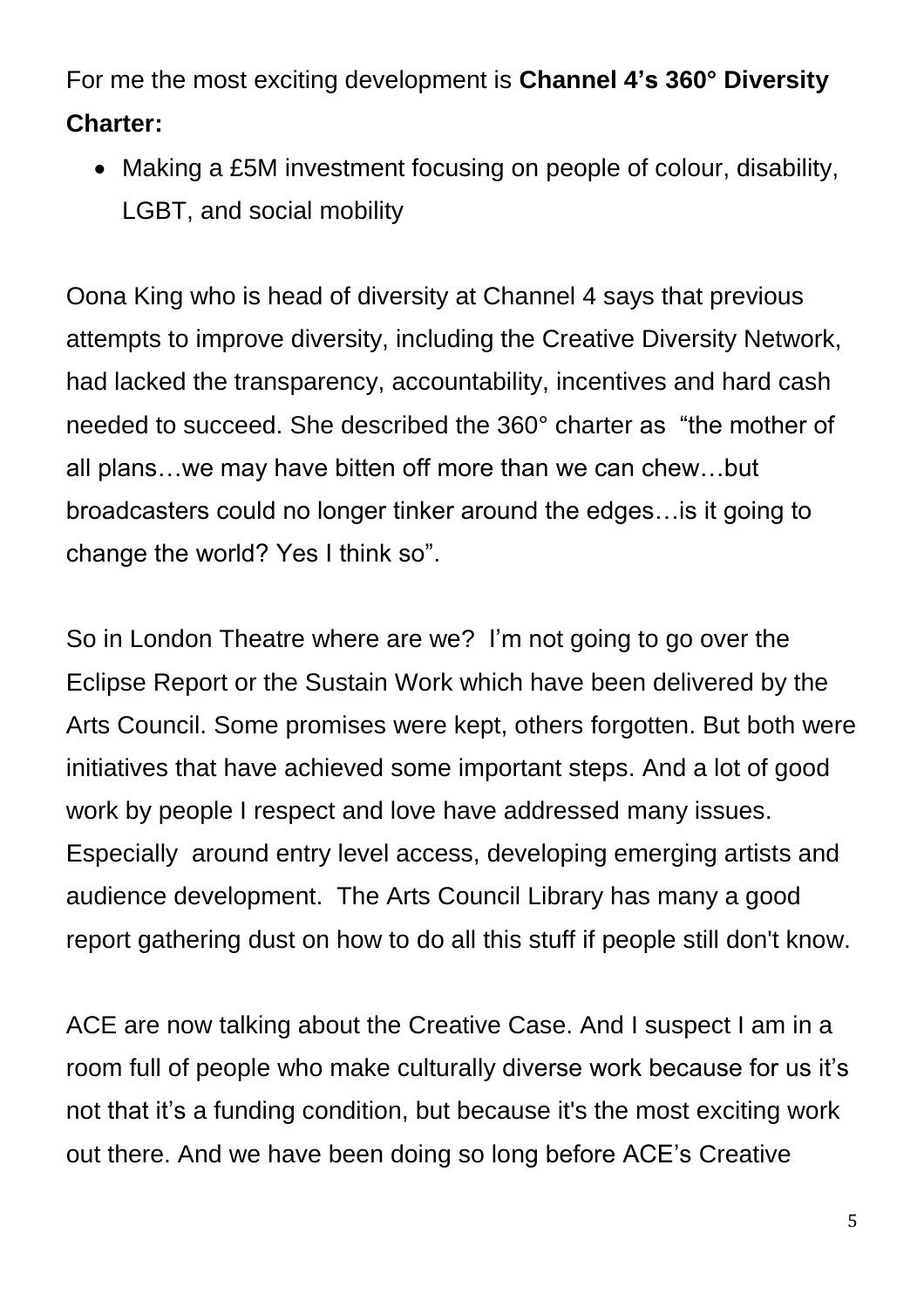For me the most exciting development is **Channel 4's 360° Diversity Charter:**

- Making a £5M investment focusing on people of colour, disability, LGBT, and social mobility

Oona King who is head of diversity at Channel 4 says that previous attempts to improve diversity, including the Creative Diversity Network, had lacked the transparency, accountability, incentives and hard cash needed to succeed. She described the 360° charter as "the mother of all plans…we may have bitten off more than we can chew…but broadcasters could no longer tinker around the edges…is it going to change the world? Yes I think so".

So in London Theatre where are we? I'm not going to go over the Eclipse Report or the Sustain Work which have been delivered by the Arts Council. Some promises were kept, others forgotten. But both were initiatives that have achieved some important steps. And a lot of good work by people I respect and love have addressed many issues. Especially around entry level access, developing emerging artists and audience development. The Arts Council Library has many a good report gathering dust on how to do all this stuff if people still don't know.

ACE are now talking about the Creative Case. And I suspect I am in a room full of people who make culturally diverse work because for us it's not that it's a funding condition, but because it's the most exciting work out there. And we have been doing so long before ACE's Creative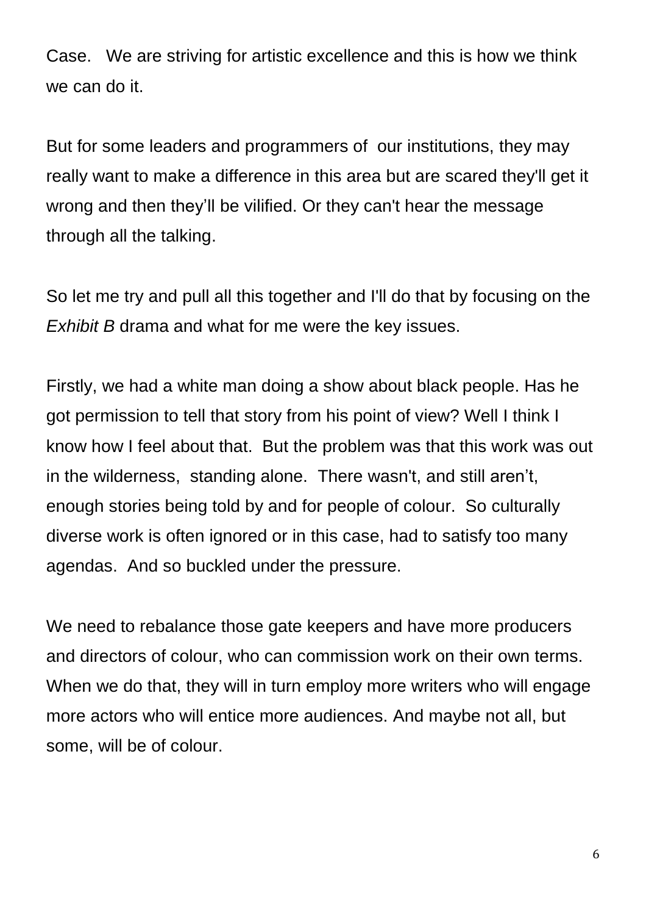Case. We are striving for artistic excellence and this is how we think we can do it.

But for some leaders and programmers of our institutions, they may really want to make a difference in this area but are scared they'll get it wrong and then they'll be vilified. Or they can't hear the message through all the talking.

So let me try and pull all this together and I'll do that by focusing on the *Exhibit B* drama and what for me were the key issues.

Firstly, we had a white man doing a show about black people. Has he got permission to tell that story from his point of view? Well I think I know how I feel about that. But the problem was that this work was out in the wilderness, standing alone. There wasn't, and still aren't, enough stories being told by and for people of colour. So culturally diverse work is often ignored or in this case, had to satisfy too many agendas. And so buckled under the pressure.

We need to rebalance those gate keepers and have more producers and directors of colour, who can commission work on their own terms. When we do that, they will in turn employ more writers who will engage more actors who will entice more audiences. And maybe not all, but some, will be of colour.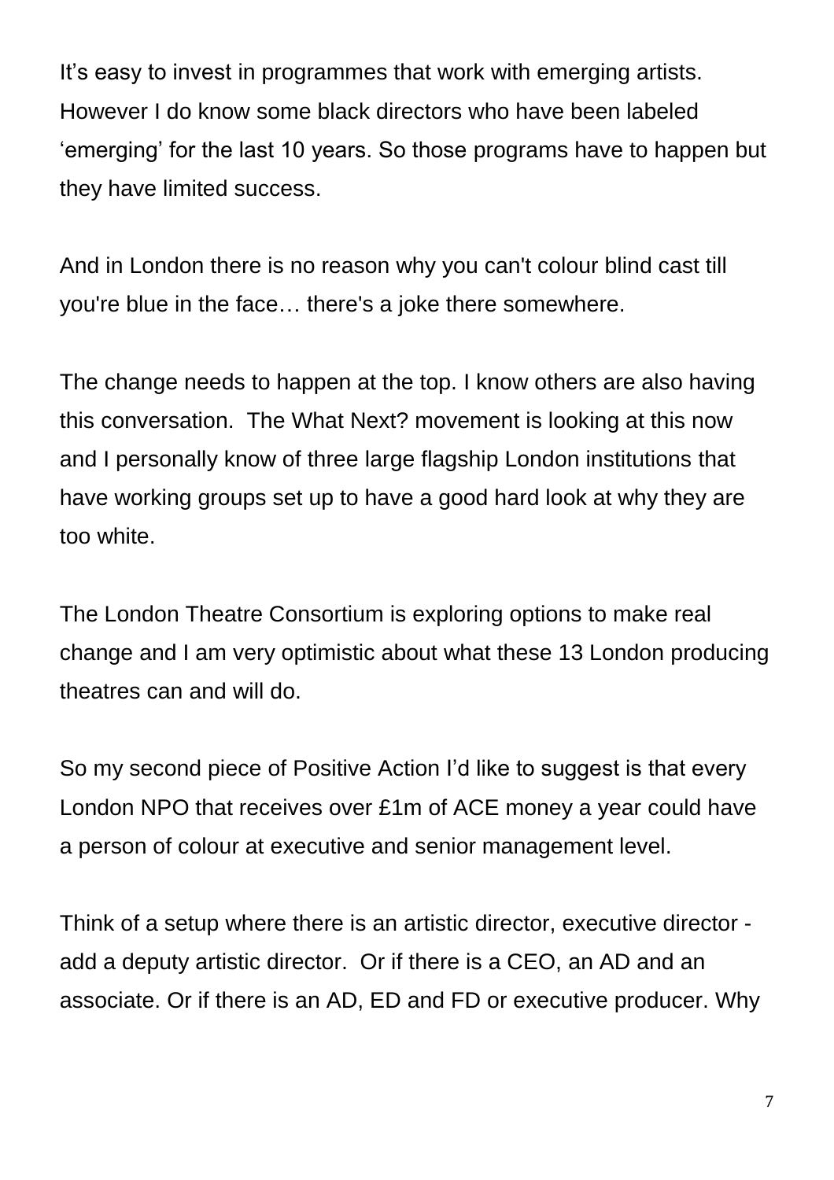It’s easy to invest in programmes that work with emerging artists. However I do know some black directors who have been labeled ‘emerging’ for the last 10 years. So those programs have to happen but they have limited success.

And in London there is no reason why you can't colour blind cast till you're blue in the face… there's a joke there somewhere.

The change needs to happen at the top. I know others are also having this conversation. The What Next? movement is looking at this now and I personally know of three large flagship London institutions that have working groups set up to have a good hard look at why they are too white.

The London Theatre Consortium is exploring options to make real change and I am very optimistic about what these 13 London producing theatres can and will do.

So my second piece of Positive Action I’d like to suggest is that every London NPO that receives over £1m of ACE money a year could have a person of colour at executive and senior management level.

Think of a setup where there is an artistic director, executive director - add a deputy artistic director. Or if there is a CEO, an AD and an associate. Or if there is an AD, ED and FD or executive producer. Why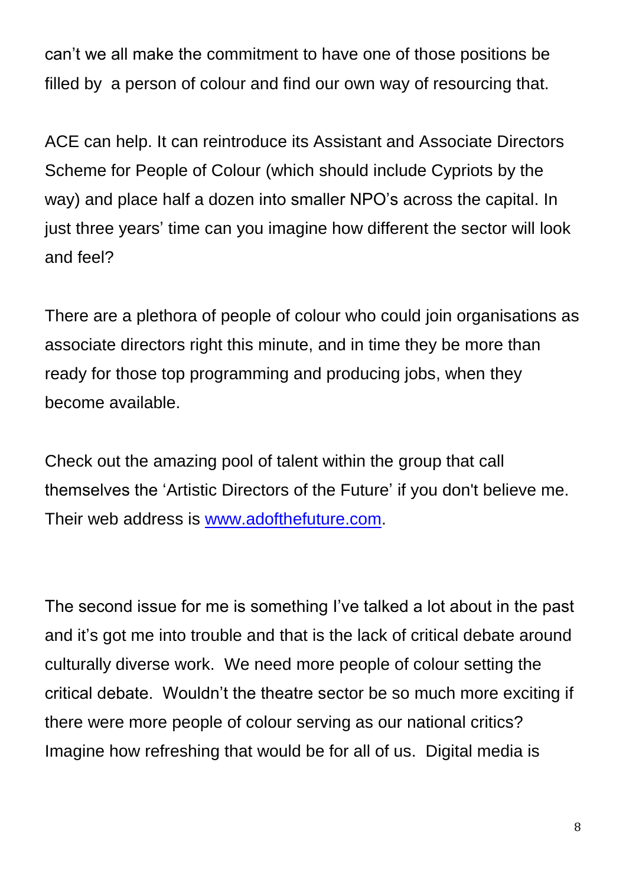can’t we all make the commitment to have one of those positions be filled by a person of colour and find our own way of resourcing that.

ACE can help. It can reintroduce its Assistant and Associate Directors Scheme for People of Colour (which should include Cypriots by the way) and place half a dozen into smaller NPO’s across the capital. In just three years’ time can you imagine how different the sector will look and feel?

There are a plethora of people of colour who could join organisations as associate directors right this minute, and in time they be more than ready for those top programming and producing jobs, when they become available.

Check out the amazing pool of talent within the group that call themselves the ‘Artistic Directors of the Future’ if you don't believe me. Their web address is [www.adofthefuture.com](http://www.adofthefuture.com).

The second issue for me is something I’ve talked a lot about in the past and it’s got me into trouble and that is the lack of critical debate around culturally diverse work. We need more people of colour setting the critical debate. Wouldn’t the theatre sector be so much more exciting if there were more people of colour serving as our national critics? Imagine how refreshing that would be for all of us. Digital media is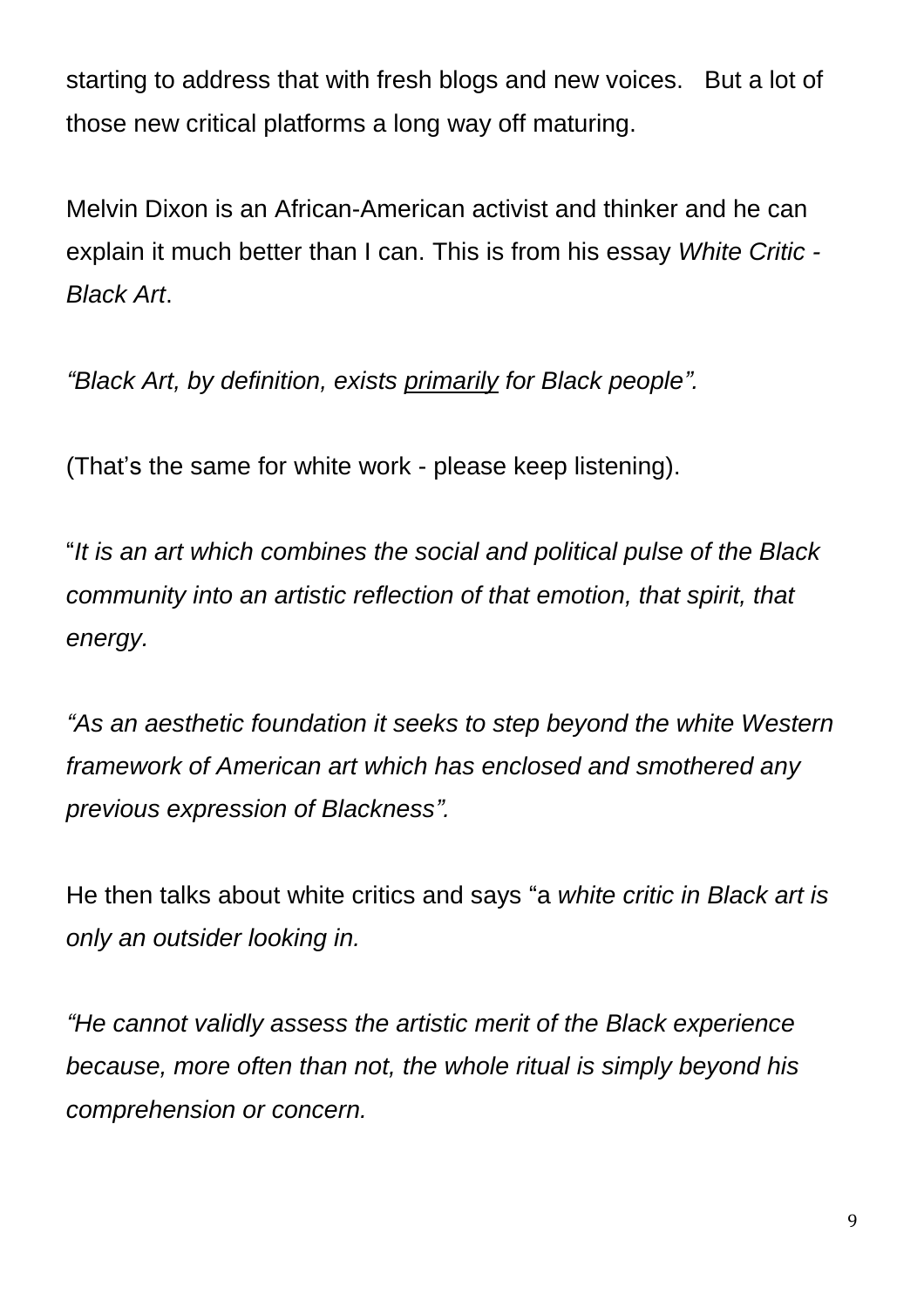starting to address that with fresh blogs and new voices. But a lot of those new critical platforms a long way off maturing.

Melvin Dixon is an African-American activist and thinker and he can explain it much better than I can. This is from his essay *White Critic - Black Art*.

*"Black Art, by definition, exists* <u>*primarily*</u> *for Black people".*

(That's the same for white work - please keep listening).

"*It is an art which combines the social and political pulse of the Black community into an artistic reflection of that emotion, that spirit, that energy.*

*"As an aesthetic foundation it seeks to step beyond the white Western framework of American art which has enclosed and smothered any previous expression of Blackness".*

He then talks about white critics and says "a *white critic in Black art is only an outsider looking in.*

*"He cannot validly assess the artistic merit of the Black experience because, more often than not, the whole ritual is simply beyond his comprehension or concern.*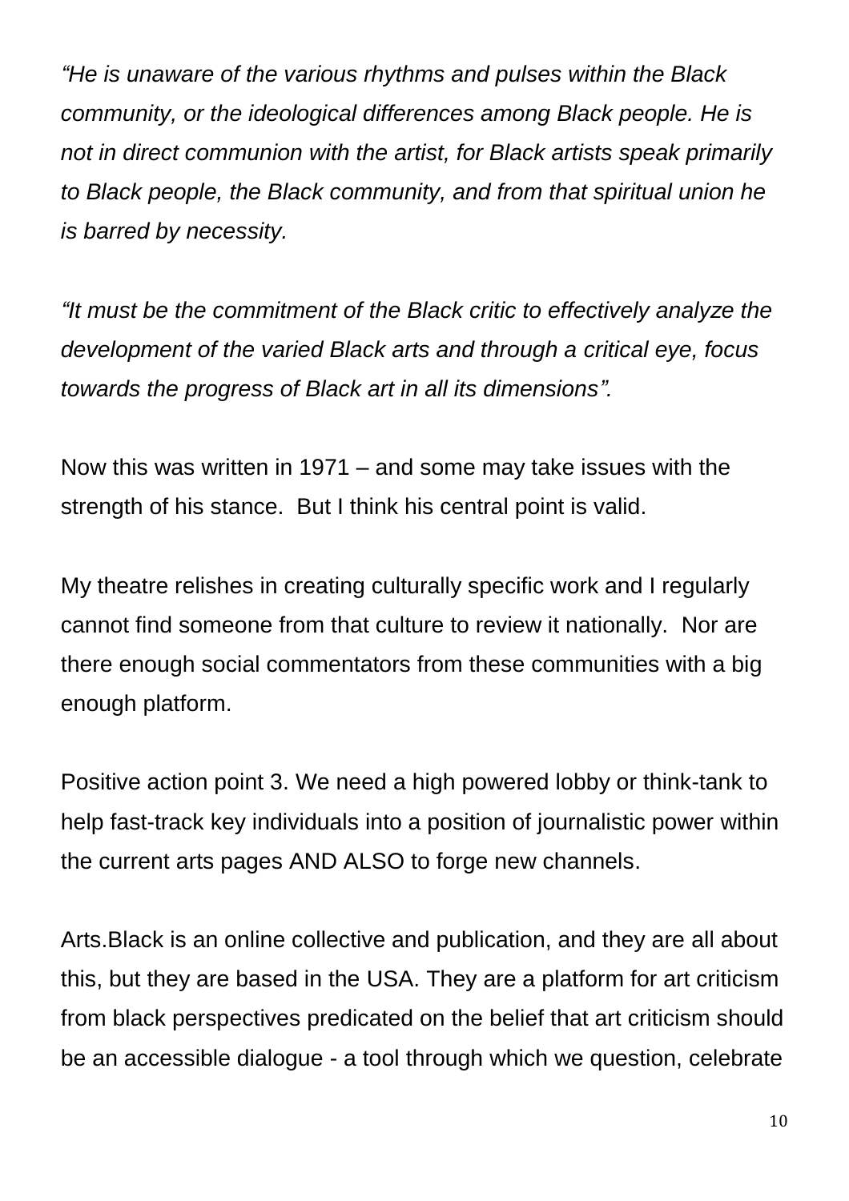*"He is unaware of the various rhythms and pulses within the Black community, or the ideological differences among Black people. He is not in direct communion with the artist, for Black artists speak primarily to Black people, the Black community, and from that spiritual union he is barred by necessity.*

*"It must be the commitment of the Black critic to effectively analyze the development of the varied Black arts and through a critical eye, focus towards the progress of Black art in all its dimensions".*

Now this was written in 1971 – and some may take issues with the strength of his stance. But I think his central point is valid.

My theatre relishes in creating culturally specific work and I regularly cannot find someone from that culture to review it nationally. Nor are there enough social commentators from these communities with a big enough platform.

Positive action point 3. We need a high powered lobby or think-tank to help fast-track key individuals into a position of journalistic power within the current arts pages AND ALSO to forge new channels.

Arts.Black is an online collective and publication, and they are all about this, but they are based in the USA. They are a platform for art criticism from black perspectives predicated on the belief that art criticism should be an accessible dialogue - a tool through which we question, celebrate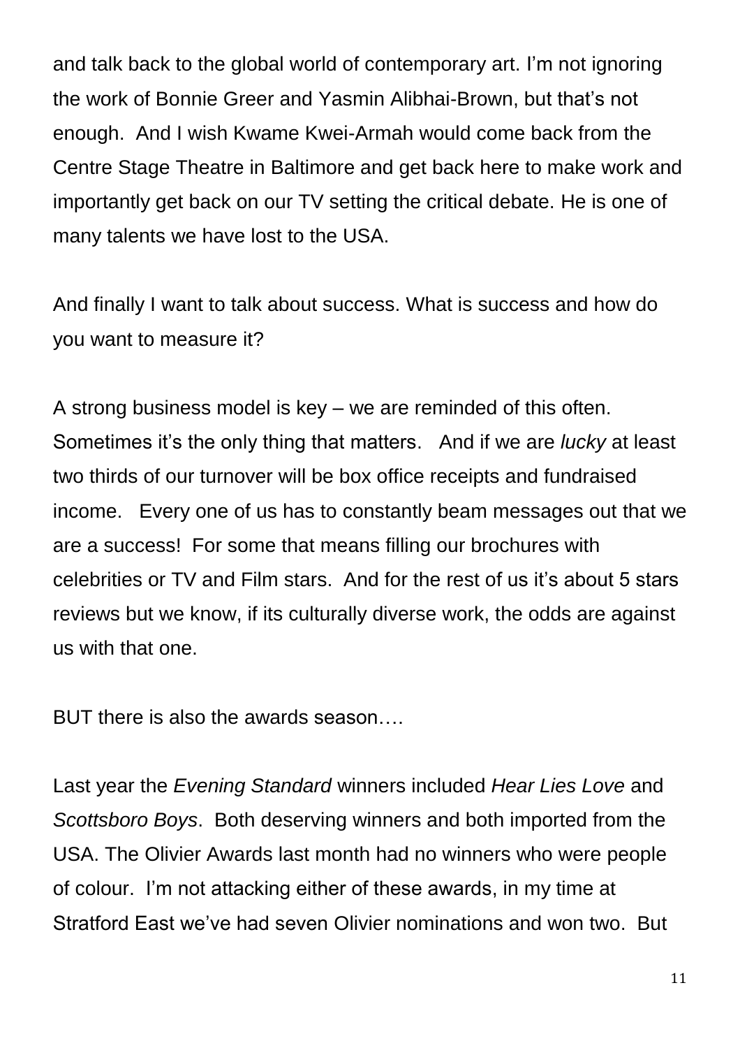and talk back to the global world of contemporary art. I'm not ignoring the work of Bonnie Greer and Yasmin Alibhai-Brown, but that's not enough. And I wish Kwame Kwei-Armah would come back from the Centre Stage Theatre in Baltimore and get back here to make work and importantly get back on our TV setting the critical debate. He is one of many talents we have lost to the USA.

And finally I want to talk about success. What is success and how do you want to measure it?

A strong business model is key – we are reminded of this often. Sometimes it's the only thing that matters. And if we are *lucky* at least two thirds of our turnover will be box office receipts and fundraised income. Every one of us has to constantly beam messages out that we are a success! For some that means filling our brochures with celebrities or TV and Film stars. And for the rest of us it's about 5 stars reviews but we know, if its culturally diverse work, the odds are against us with that one.

BUT there is also the awards season….

Last year the *Evening Standard* winners included *Hear Lies Love* and *Scottsboro Boys*. Both deserving winners and both imported from the USA. The Olivier Awards last month had no winners who were people of colour. I'm not attacking either of these awards, in my time at Stratford East we've had seven Olivier nominations and won two. But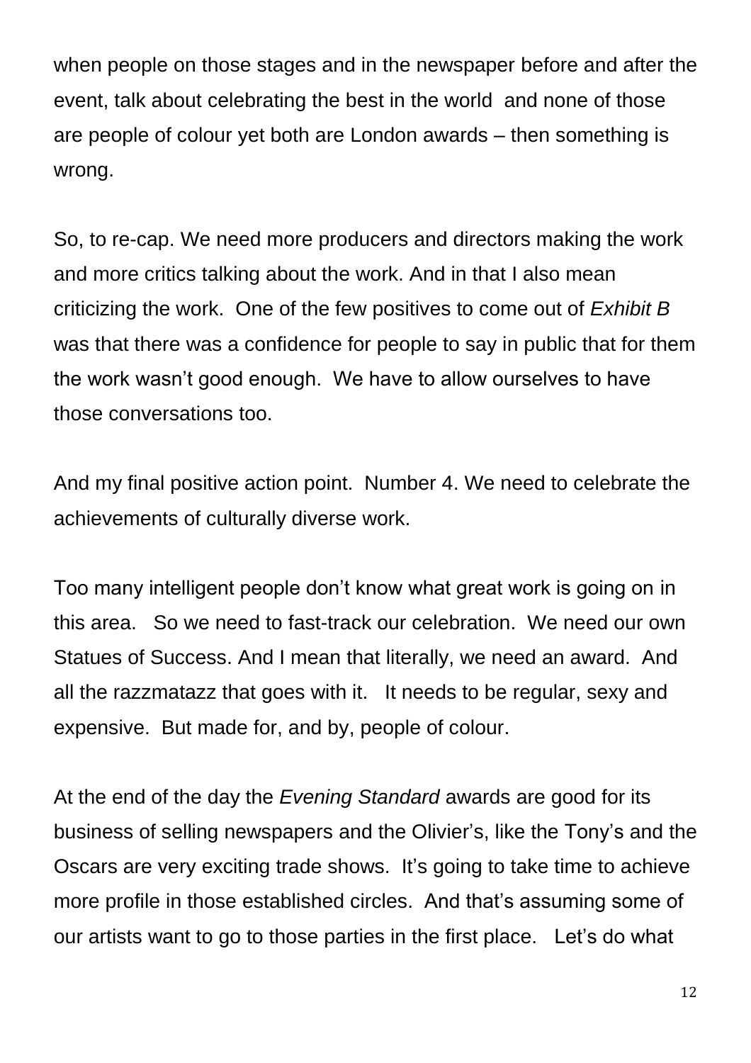when people on those stages and in the newspaper before and after the event, talk about celebrating the best in the world and none of those are people of colour yet both are London awards – then something is wrong.

So, to re-cap. We need more producers and directors making the work and more critics talking about the work. And in that I also mean criticizing the work. One of the few positives to come out of *Exhibit B* was that there was a confidence for people to say in public that for them the work wasn't good enough. We have to allow ourselves to have those conversations too.

And my final positive action point. Number 4. We need to celebrate the achievements of culturally diverse work.

Too many intelligent people don't know what great work is going on in this area. So we need to fast-track our celebration. We need our own Statues of Success. And I mean that literally, we need an award. And all the razzmatazz that goes with it. It needs to be regular, sexy and expensive. But made for, and by, people of colour.

At the end of the day the *Evening Standard* awards are good for its business of selling newspapers and the Olivier's, like the Tony's and the Oscars are very exciting trade shows. It's going to take time to achieve more profile in those established circles. And that's assuming some of our artists want to go to those parties in the first place. Let's do what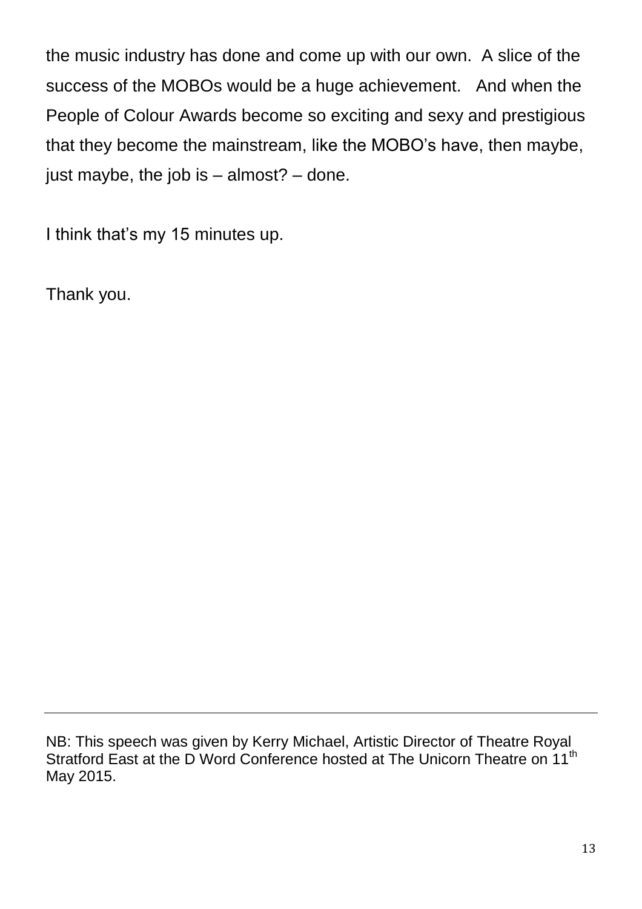the music industry has done and come up with our own. A slice of the success of the MOBOs would be a huge achievement. And when the People of Colour Awards become so exciting and sexy and prestigious that they become the mainstream, like the MOBO's have, then maybe, just maybe, the job is – almost? – done.

I think that's my 15 minutes up.

Thank you.

---

NB: This speech was given by Kerry Michael, Artistic Director of Theatre Royal Stratford East at the D Word Conference hosted at The Unicorn Theatre on 11th May 2015.